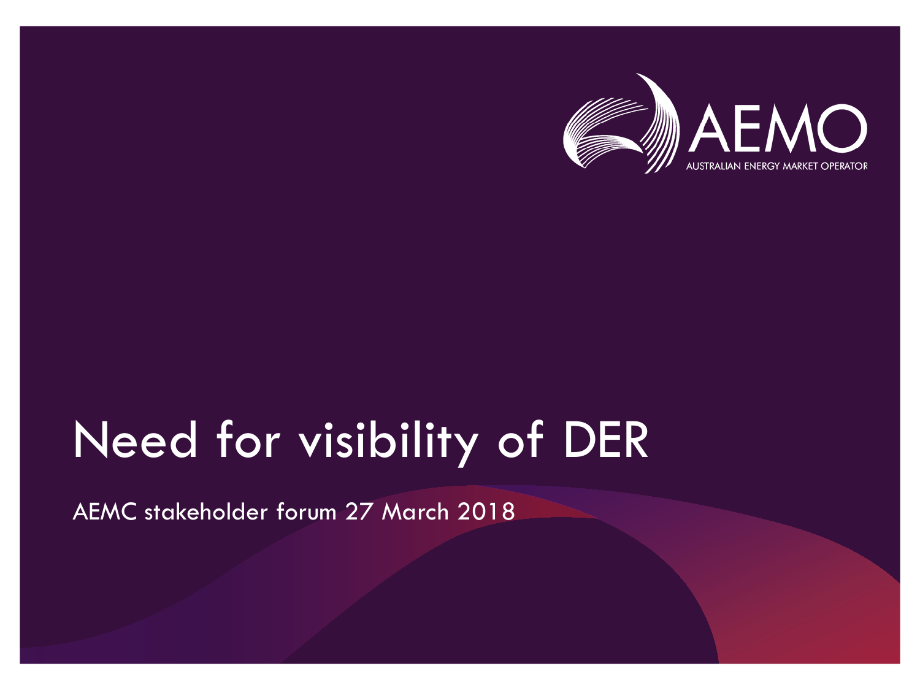AEMO

AUSTRALIAN ENERGY MARKET OPERATOR

# Need for visibility of DER

AEMC stakeholder forum 27 March 2018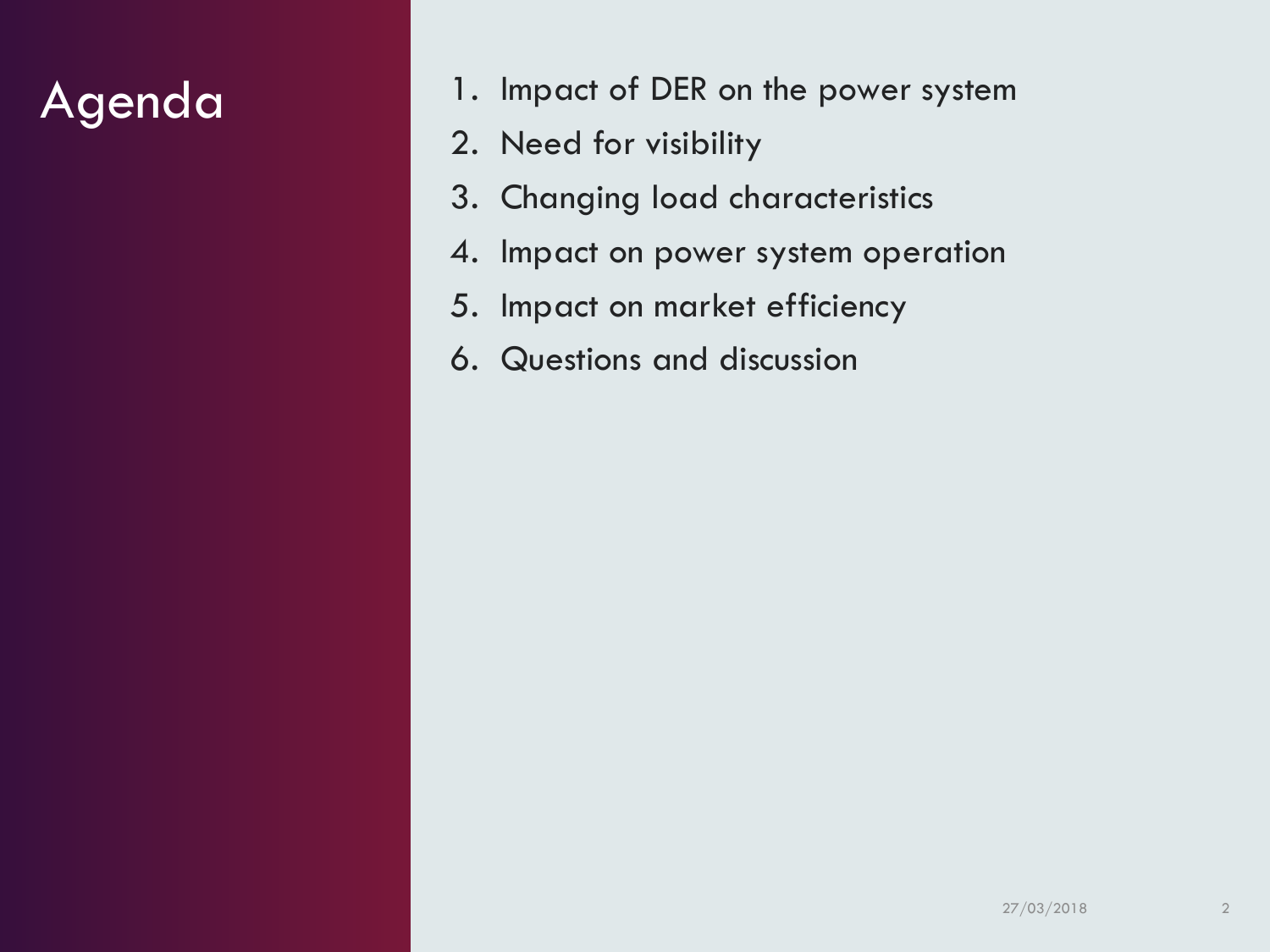# Agenda

1. Impact of DER on the power system
2. Need for visibility
3. Changing load characteristics
4. Impact on power system operation
5. Impact on market efficiency
6. Questions and discussion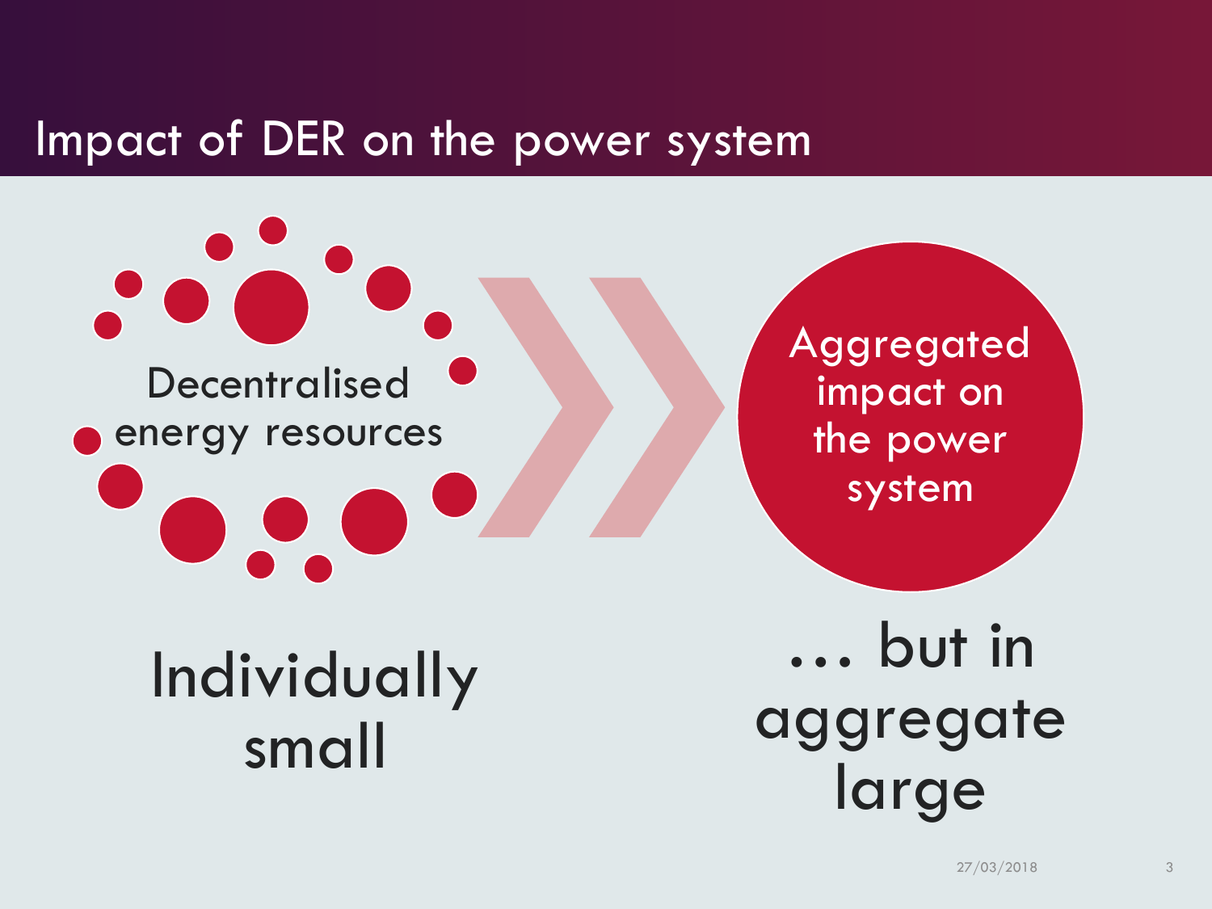# Impact of DER on the power system

Decentralised energy resources

Aggregated impact on the power system

Individually small

… but in aggregate large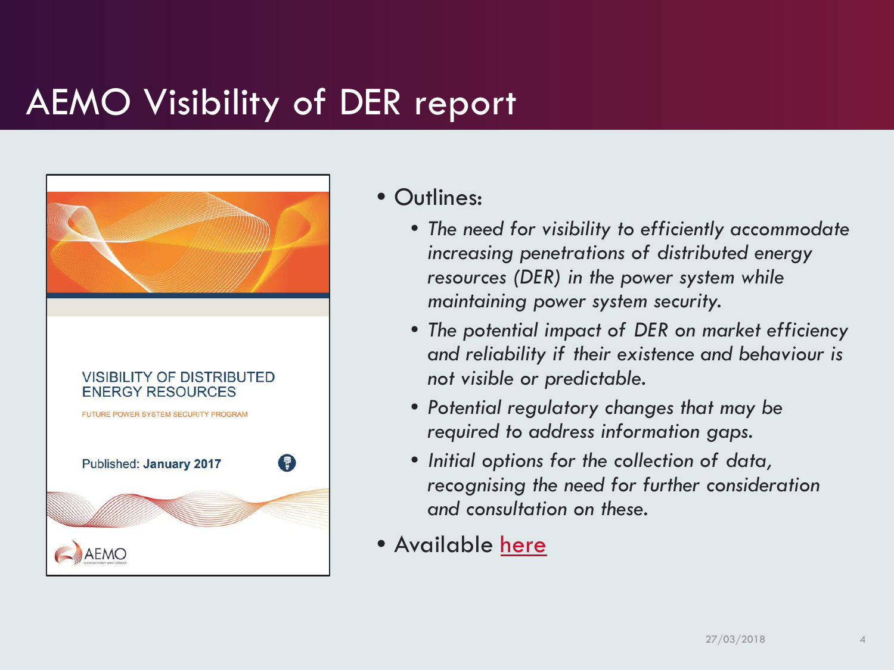# AEMO Visibility of DER report

VISIBILITY OF DISTRIBUTED ENERGY RESOURCES

FUTURE POWER SYSTEM SECURITY PROGRAM

Published: **January 2017**

AEMO

- Outlines:
  - *The need for visibility to efficiently accommodate increasing penetrations of distributed energy resources (DER) in the power system while maintaining power system security.*
  - *The potential impact of DER on market efficiency and reliability if their existence and behaviour is not visible or predictable.*
  - *Potential regulatory changes that may be required to address information gaps.*
  - *Initial options for the collection of data, recognising the need for further consideration and consultation on these.*
- Available here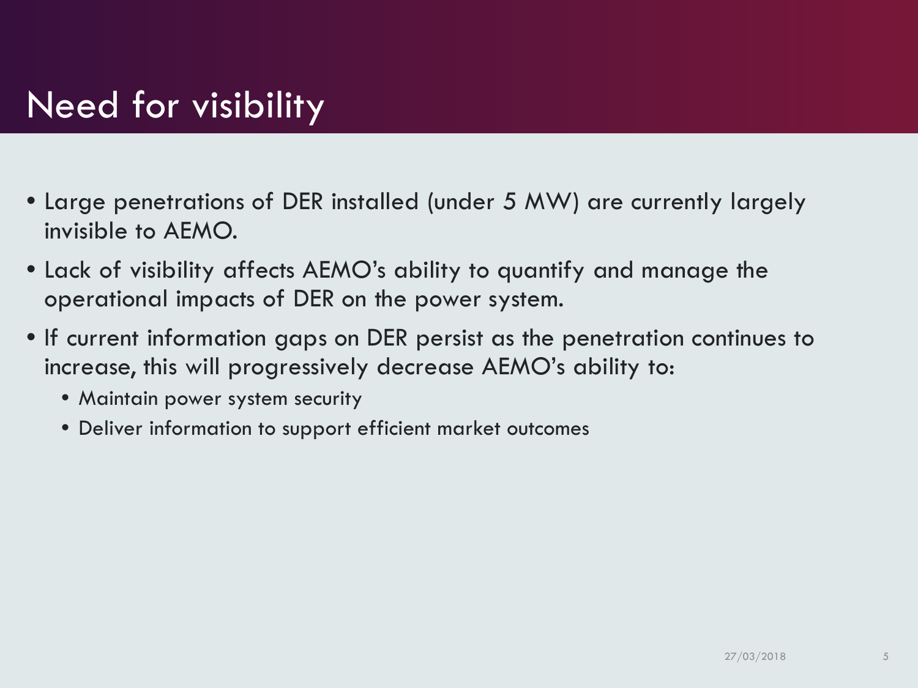# Need for visibility

- Large penetrations of DER installed (under 5 MW) are currently largely invisible to AEMO.
- Lack of visibility affects AEMO's ability to quantify and manage the operational impacts of DER on the power system.
- If current information gaps on DER persist as the penetration continues to increase, this will progressively decrease AEMO's ability to:
  - Maintain power system security
  - Deliver information to support efficient market outcomes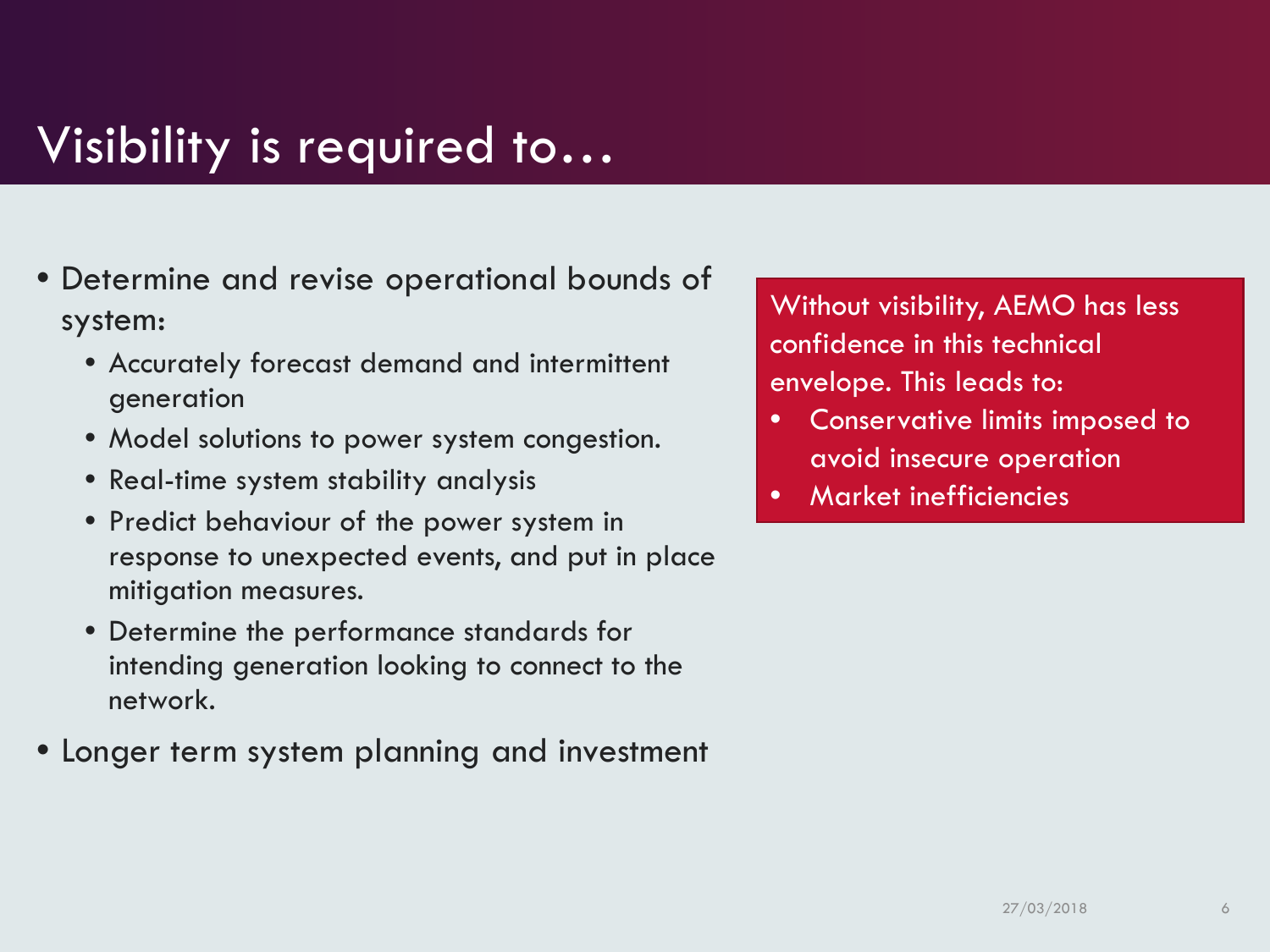# Visibility is required to…

- Determine and revise operational bounds of system:
  - Accurately forecast demand and intermittent generation
  - Model solutions to power system congestion.
  - Real-time system stability analysis
  - Predict behaviour of the power system in response to unexpected events, and put in place mitigation measures.
  - Determine the performance standards for intending generation looking to connect to the network.
- Longer term system planning and investment

Without visibility, AEMO has less confidence in this technical envelope. This leads to:

- Conservative limits imposed to avoid insecure operation
- Market inefficiencies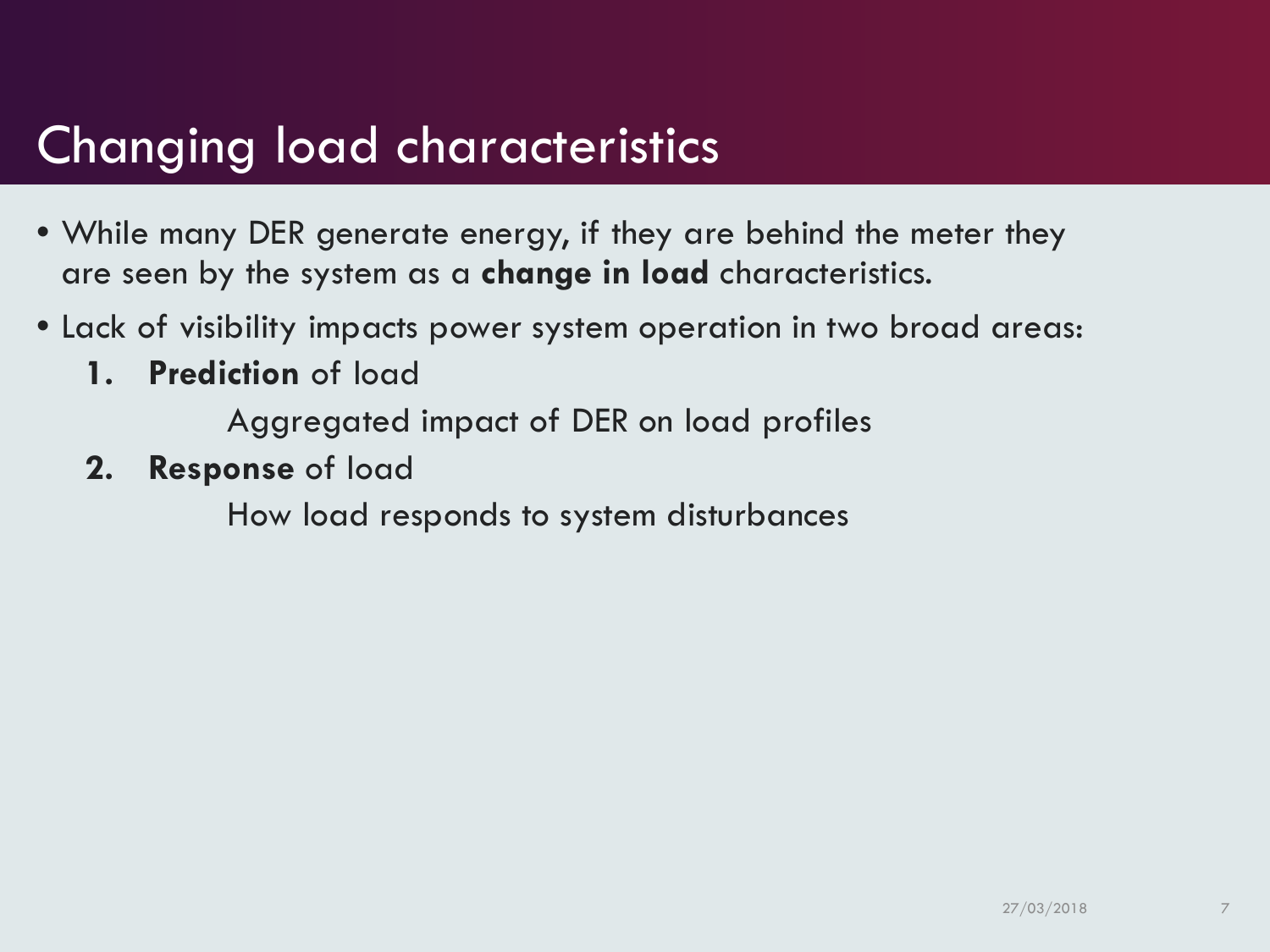# Changing load characteristics

- While many DER generate energy, if they are behind the meter they are seen by the system as a **change in load** characteristics.
- Lack of visibility impacts power system operation in two broad areas:
  1. **Prediction** of load

     Aggregated impact of DER on load profiles

  2. **Response** of load

     How load responds to system disturbances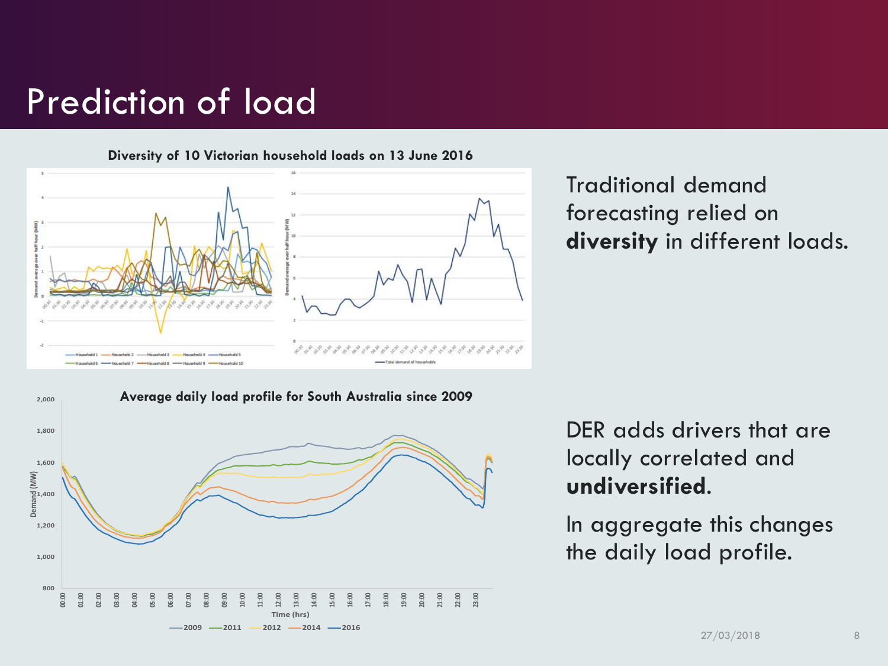# Prediction of load

**Diversity of 10 Victorian household loads on 13 June 2016**

**Average daily load profile for South Australia since 2009**

Traditional demand forecasting relied on **diversity** in different loads.

DER adds drivers that are locally correlated and **undiversified**.

In aggregate this changes the daily load profile.

27/03/2018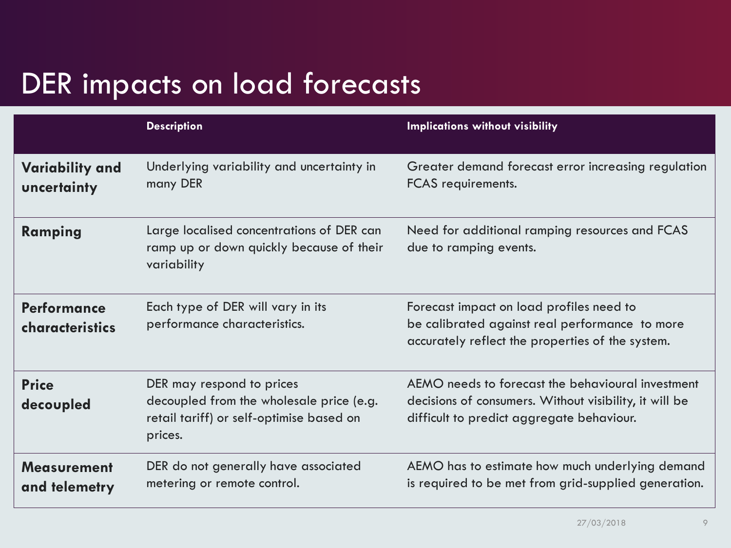# DER impacts on load forecasts

| | Description | Implications without visibility |
|---|---|---|
| **Variability and uncertainty** | Underlying variability and uncertainty in many DER | Greater demand forecast error increasing regulation FCAS requirements. |
| **Ramping** | Large localised concentrations of DER can ramp up or down quickly because of their variability | Need for additional ramping resources and FCAS due to ramping events. |
| **Performance characteristics** | Each type of DER will vary in its performance characteristics. | Forecast impact on load profiles need to be calibrated against real performance to more accurately reflect the properties of the system. |
| **Price decoupled** | DER may respond to prices decoupled from the wholesale price (e.g. retail tariff) or self-optimise based on prices. | AEMO needs to forecast the behavioural investment decisions of consumers. Without visibility, it will be difficult to predict aggregate behaviour. |
| **Measurement and telemetry** | DER do not generally have associated metering or remote control. | AEMO has to estimate how much underlying demand is required to be met from grid-supplied generation. |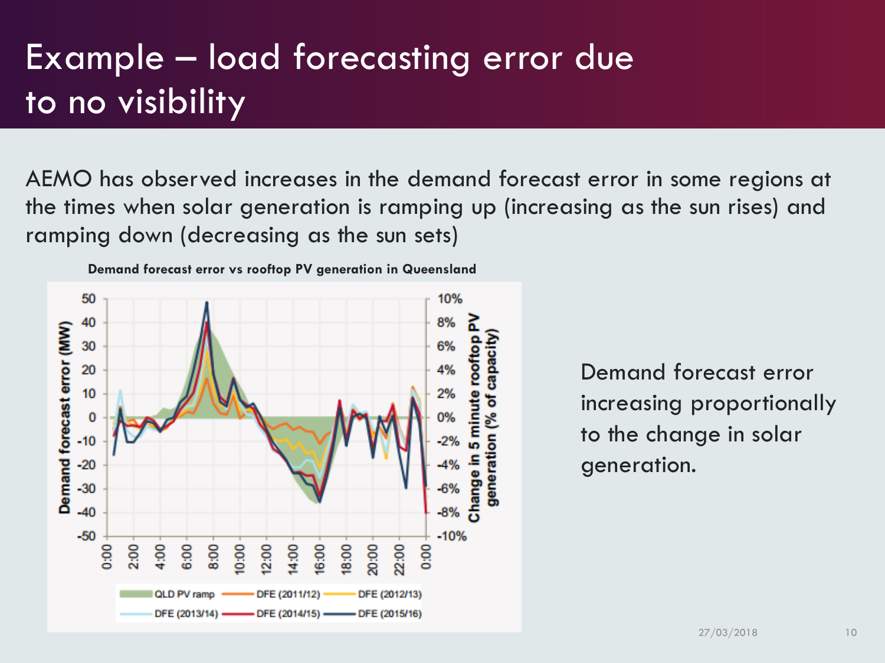# Example – load forecasting error due to no visibility

AEMO has observed increases in the demand forecast error in some regions at the times when solar generation is ramping up (increasing as the sun rises) and ramping down (decreasing as the sun sets)

**Demand forecast error vs rooftop PV generation in Queensland**

Demand forecast error increasing proportionally to the change in solar generation.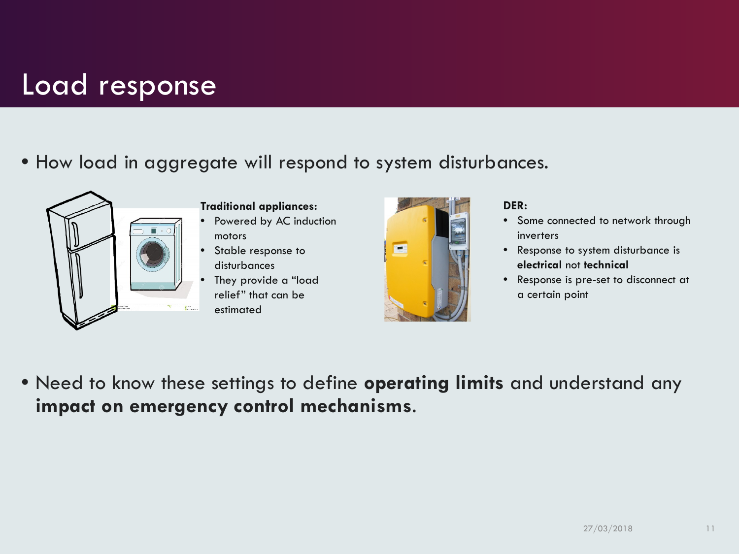# Load response

- How load in aggregate will respond to system disturbances.

**Traditional appliances:**

- Powered by AC induction motors
- Stable response to disturbances
- They provide a "load relief" that can be estimated

**DER:**

- Some connected to network through inverters
- Response to system disturbance is **electrical** not **technical**
- Response is pre-set to disconnect at a certain point

- Need to know these settings to define **operating limits** and understand any **impact on emergency control mechanisms.**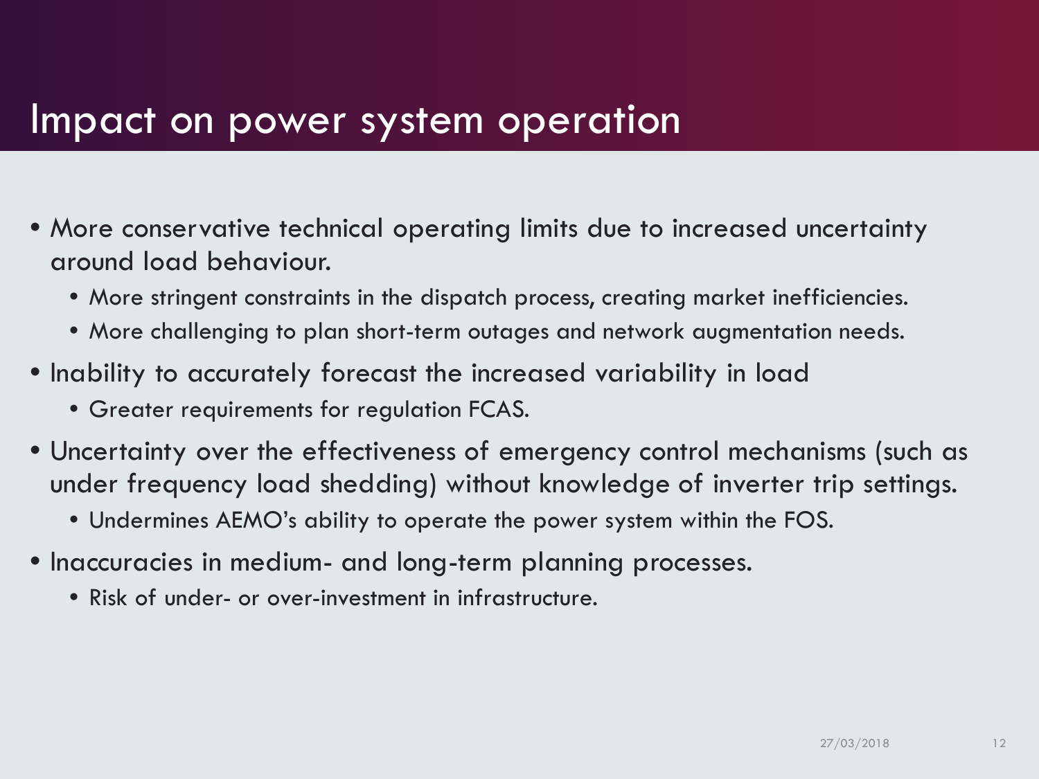# Impact on power system operation

- More conservative technical operating limits due to increased uncertainty around load behaviour.
  - More stringent constraints in the dispatch process, creating market inefficiencies.
  - More challenging to plan short-term outages and network augmentation needs.
- Inability to accurately forecast the increased variability in load
  - Greater requirements for regulation FCAS.
- Uncertainty over the effectiveness of emergency control mechanisms (such as under frequency load shedding) without knowledge of inverter trip settings.
  - Undermines AEMO's ability to operate the power system within the FOS.
- Inaccuracies in medium- and long-term planning processes.
  - Risk of under- or over-investment in infrastructure.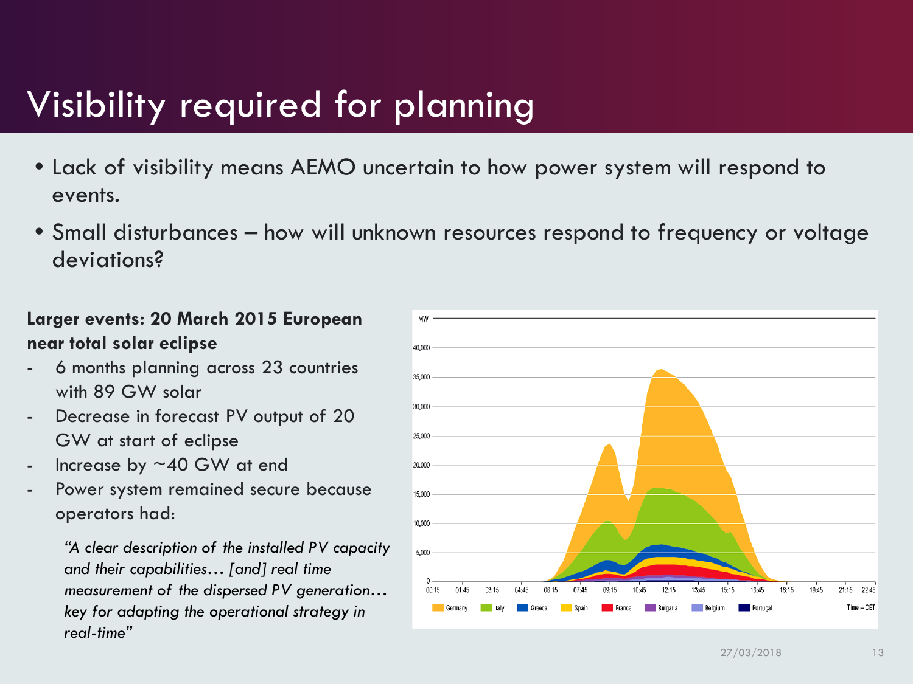# Visibility required for planning

- Lack of visibility means AEMO uncertain to how power system will respond to events.
- Small disturbances – how will unknown resources respond to frequency or voltage deviations?

**Larger events: 20 March 2015 European near total solar eclipse**

- 6 months planning across 23 countries with 89 GW solar
- Decrease in forecast PV output of 20 GW at start of eclipse
- Increase by ~40 GW at end
- Power system remained secure because operators had:

> *"A clear description of the installed PV capacity and their capabilities… [and] real time measurement of the dispersed PV generation… key for adapting the operational strategy in real-time"*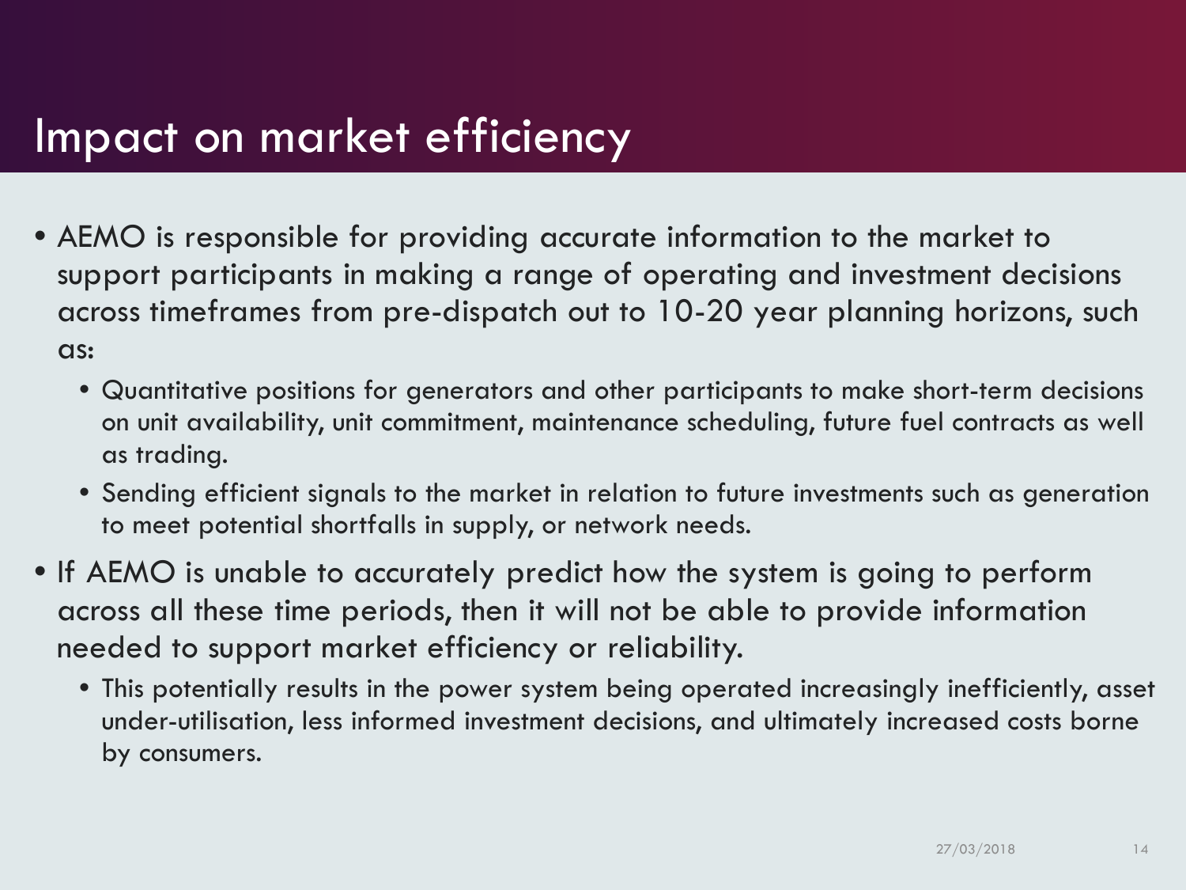# Impact on market efficiency

- AEMO is responsible for providing accurate information to the market to support participants in making a range of operating and investment decisions across timeframes from pre-dispatch out to 10-20 year planning horizons, such as:
  - Quantitative positions for generators and other participants to make short-term decisions on unit availability, unit commitment, maintenance scheduling, future fuel contracts as well as trading.
  - Sending efficient signals to the market in relation to future investments such as generation to meet potential shortfalls in supply, or network needs.
- If AEMO is unable to accurately predict how the system is going to perform across all these time periods, then it will not be able to provide information needed to support market efficiency or reliability.
  - This potentially results in the power system being operated increasingly inefficiently, asset under-utilisation, less informed investment decisions, and ultimately increased costs borne by consumers.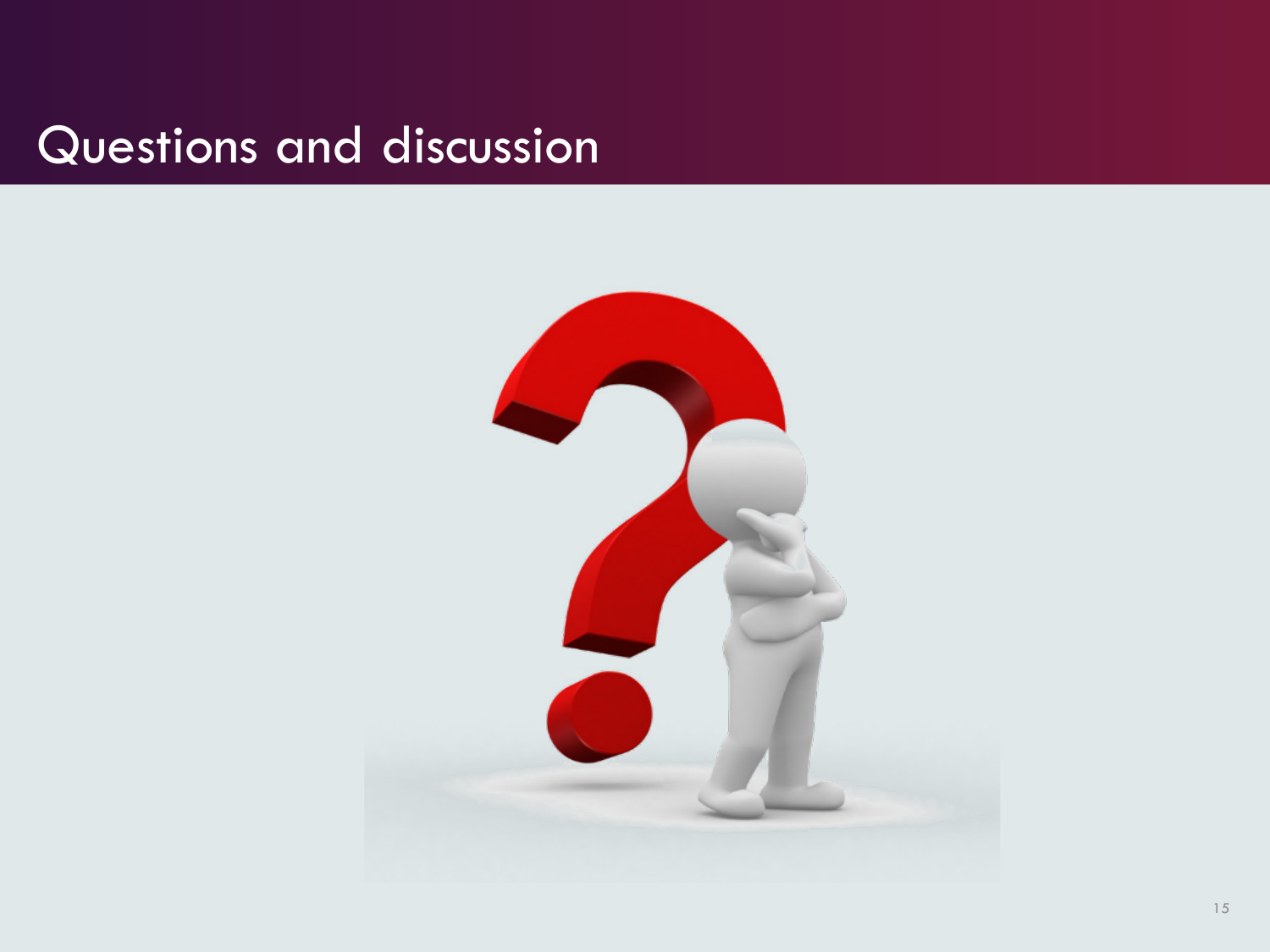# Questions and discussion